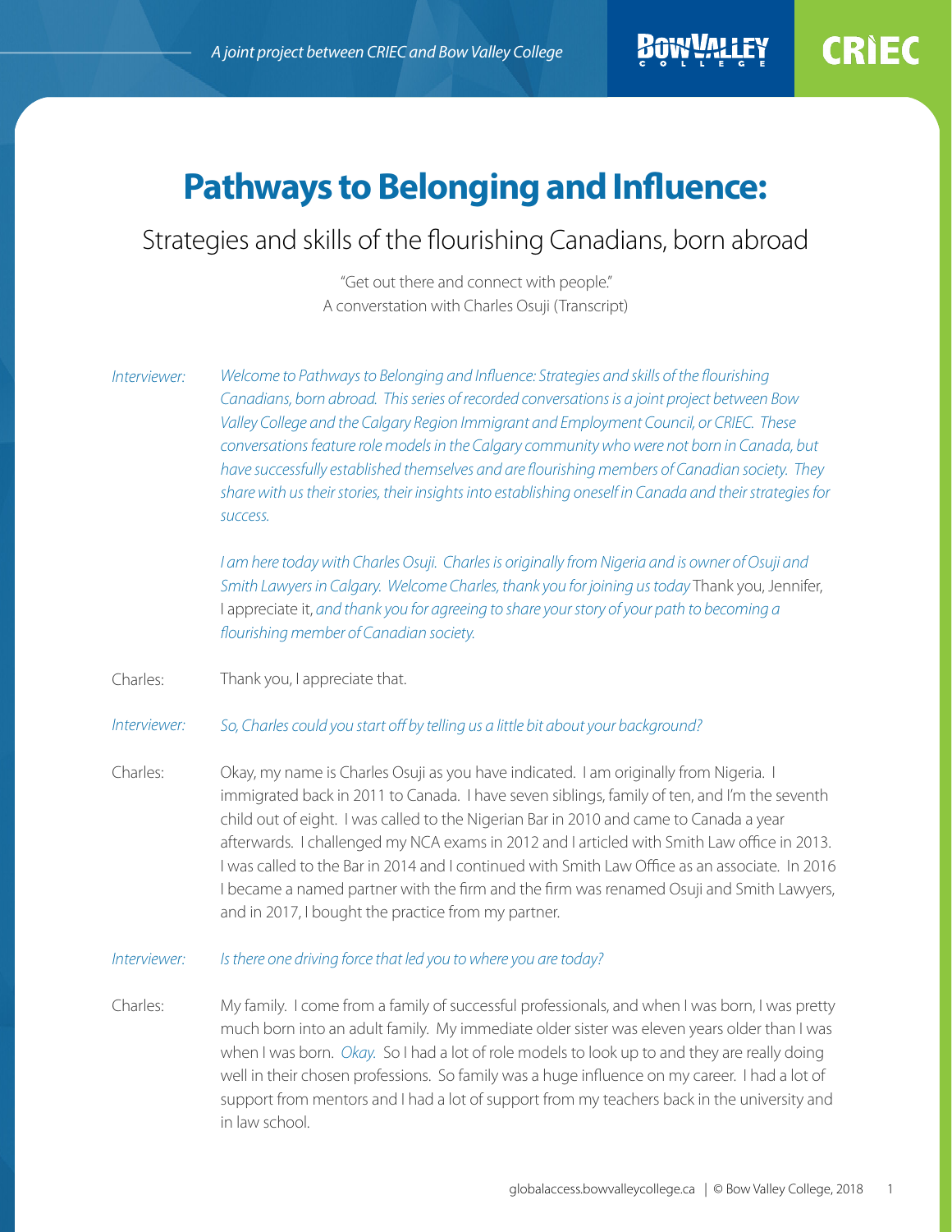# Pathways to Belonging and Influence:

## Strategies and skills of the flourishing Canadians, born abroad

"Get out there and connect with people."
A converstation with Charles Osuji (Transcript)

*Interviewer:* *Welcome to Pathways to Belonging and Influence: Strategies and skills of the flourishing Canadians, born abroad. This series of recorded conversations is a joint project between Bow Valley College and the Calgary Region Immigrant and Employment Council, or CRIEC. These conversations feature role models in the Calgary community who were not born in Canada, but have successfully established themselves and are flourishing members of Canadian society. They share with us their stories, their insights into establishing oneself in Canada and their strategies for success.*

*I am here today with Charles Osuji. Charles is originally from Nigeria and is owner of Osuji and Smith Lawyers in Calgary. Welcome Charles, thank you for joining us today* Thank you, Jennifer, I appreciate it, *and thank you for agreeing to share your story of your path to becoming a flourishing member of Canadian society.*

Charles: Thank you, I appreciate that.

*Interviewer:* *So, Charles could you start off by telling us a little bit about your background?*

Charles: Okay, my name is Charles Osuji as you have indicated. I am originally from Nigeria. I immigrated back in 2011 to Canada. I have seven siblings, family of ten, and I'm the seventh child out of eight. I was called to the Nigerian Bar in 2010 and came to Canada a year afterwards. I challenged my NCA exams in 2012 and I articled with Smith Law office in 2013. I was called to the Bar in 2014 and I continued with Smith Law Office as an associate. In 2016 I became a named partner with the firm and the firm was renamed Osuji and Smith Lawyers, and in 2017, I bought the practice from my partner.

*Interviewer:* *Is there one driving force that led you to where you are today?*

Charles: My family. I come from a family of successful professionals, and when I was born, I was pretty much born into an adult family. My immediate older sister was eleven years older than I was when I was born. *Okay.* So I had a lot of role models to look up to and they are really doing well in their chosen professions. So family was a huge influence on my career. I had a lot of support from mentors and I had a lot of support from my teachers back in the university and in law school.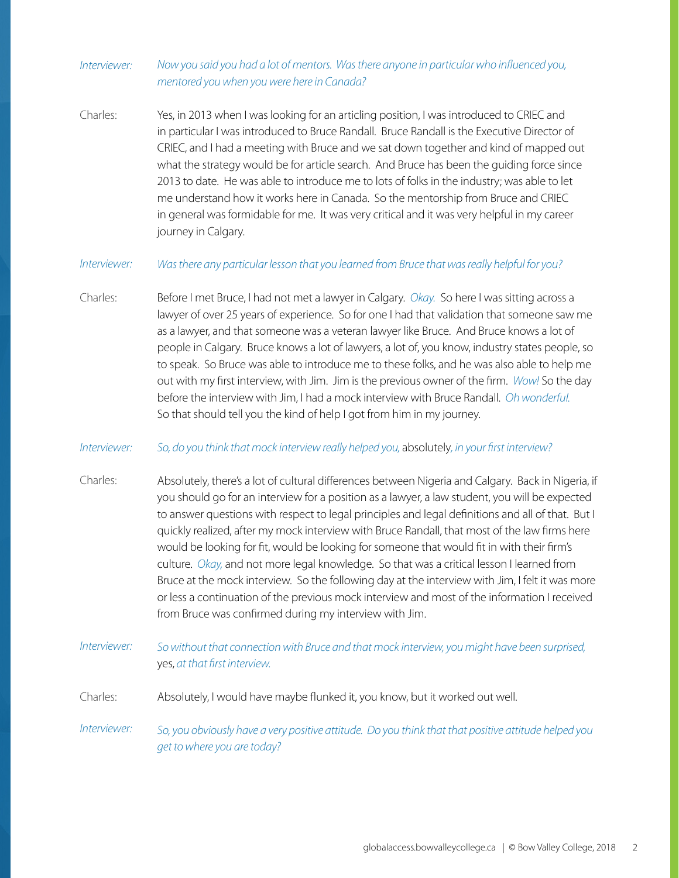*Interviewer:* *Now you said you had a lot of mentors. Was there anyone in particular who influenced you, mentored you when you were here in Canada?*

Charles: Yes, in 2013 when I was looking for an articling position, I was introduced to CRIEC and in particular I was introduced to Bruce Randall. Bruce Randall is the Executive Director of CRIEC, and I had a meeting with Bruce and we sat down together and kind of mapped out what the strategy would be for article search. And Bruce has been the guiding force since 2013 to date. He was able to introduce me to lots of folks in the industry; was able to let me understand how it works here in Canada. So the mentorship from Bruce and CRIEC in general was formidable for me. It was very critical and it was very helpful in my career journey in Calgary.

*Interviewer:* *Was there any particular lesson that you learned from Bruce that was really helpful for you?*

Charles: Before I met Bruce, I had not met a lawyer in Calgary. *Okay.* So here I was sitting across a lawyer of over 25 years of experience. So for one I had that validation that someone saw me as a lawyer, and that someone was a veteran lawyer like Bruce. And Bruce knows a lot of people in Calgary. Bruce knows a lot of lawyers, a lot of, you know, industry states people, so to speak. So Bruce was able to introduce me to these folks, and he was also able to help me out with my first interview, with Jim. Jim is the previous owner of the firm. *Wow!* So the day before the interview with Jim, I had a mock interview with Bruce Randall. *Oh wonderful.* So that should tell you the kind of help I got from him in my journey.

*Interviewer:* *So, do you think that mock interview really helped you,* absolutely*, in your first interview?*

Charles: Absolutely, there's a lot of cultural differences between Nigeria and Calgary. Back in Nigeria, if you should go for an interview for a position as a lawyer, a law student, you will be expected to answer questions with respect to legal principles and legal definitions and all of that. But I quickly realized, after my mock interview with Bruce Randall, that most of the law firms here would be looking for fit, would be looking for someone that would fit in with their firm's culture. *Okay,* and not more legal knowledge. So that was a critical lesson I learned from Bruce at the mock interview. So the following day at the interview with Jim, I felt it was more or less a continuation of the previous mock interview and most of the information I received from Bruce was confirmed during my interview with Jim.

*Interviewer:* *So without that connection with Bruce and that mock interview, you might have been surprised,* yes, *at that first interview.*

Charles: Absolutely, I would have maybe flunked it, you know, but it worked out well.

*Interviewer:* *So, you obviously have a very positive attitude. Do you think that that positive attitude helped you get to where you are today?*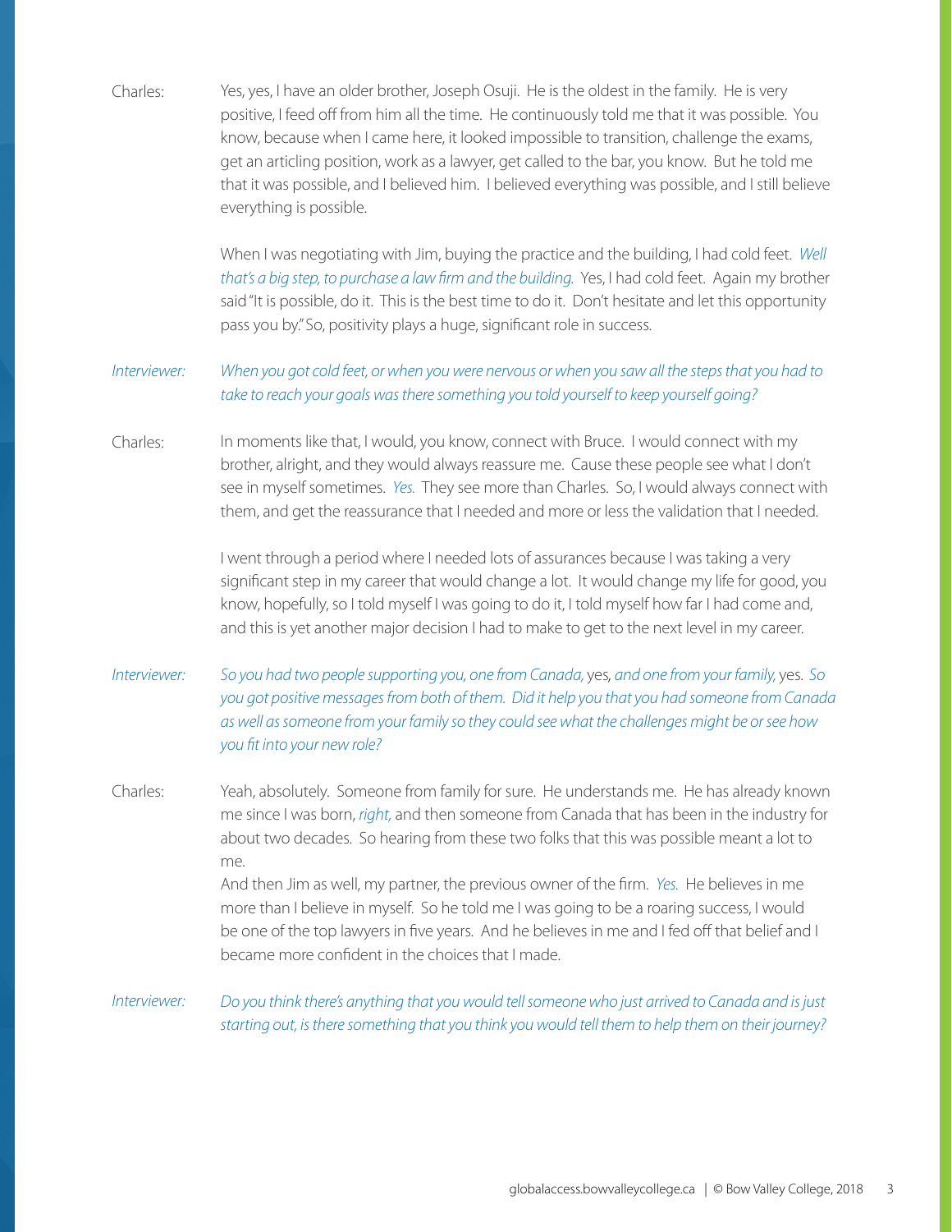Charles: Yes, yes, I have an older brother, Joseph Osuji. He is the oldest in the family. He is very positive, I feed off from him all the time. He continuously told me that it was possible. You know, because when I came here, it looked impossible to transition, challenge the exams, get an articling position, work as a lawyer, get called to the bar, you know. But he told me that it was possible, and I believed him. I believed everything was possible, and I still believe everything is possible.

When I was negotiating with Jim, buying the practice and the building, I had cold feet. *Well that's a big step, to purchase a law firm and the building.* Yes, I had cold feet. Again my brother said "It is possible, do it. This is the best time to do it. Don't hesitate and let this opportunity pass you by." So, positivity plays a huge, significant role in success.

*Interviewer: When you got cold feet, or when you were nervous or when you saw all the steps that you had to take to reach your goals was there something you told yourself to keep yourself going?*

Charles: In moments like that, I would, you know, connect with Bruce. I would connect with my brother, alright, and they would always reassure me. Cause these people see what I don't see in myself sometimes. *Yes.* They see more than Charles. So, I would always connect with them, and get the reassurance that I needed and more or less the validation that I needed.

I went through a period where I needed lots of assurances because I was taking a very significant step in my career that would change a lot. It would change my life for good, you know, hopefully, so I told myself I was going to do it, I told myself how far I had come and, and this is yet another major decision I had to make to get to the next level in my career.

*Interviewer: So you had two people supporting you, one from Canada,* yes, *and one from your family,* yes. *So you got positive messages from both of them. Did it help you that you had someone from Canada as well as someone from your family so they could see what the challenges might be or see how you fit into your new role?*

Charles: Yeah, absolutely. Someone from family for sure. He understands me. He has already known me since I was born, *right,* and then someone from Canada that has been in the industry for about two decades. So hearing from these two folks that this was possible meant a lot to me.

And then Jim as well, my partner, the previous owner of the firm. *Yes.* He believes in me more than I believe in myself. So he told me I was going to be a roaring success, I would be one of the top lawyers in five years. And he believes in me and I fed off that belief and I became more confident in the choices that I made.

*Interviewer: Do you think there's anything that you would tell someone who just arrived to Canada and is just starting out, is there something that you think you would tell them to help them on their journey?*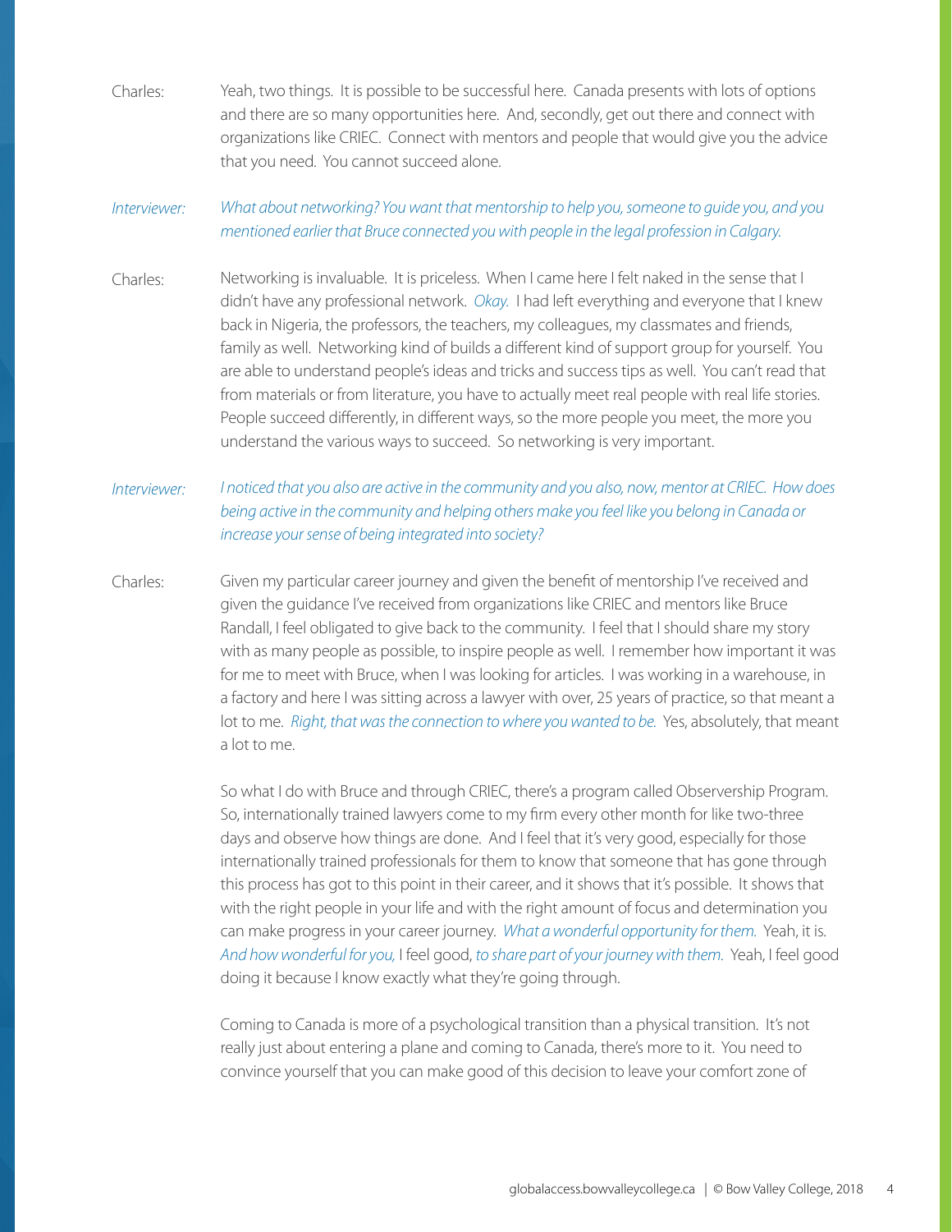Charles: Yeah, two things. It is possible to be successful here. Canada presents with lots of options and there are so many opportunities here. And, secondly, get out there and connect with organizations like CRIEC. Connect with mentors and people that would give you the advice that you need. You cannot succeed alone.

*Interviewer: What about networking? You want that mentorship to help you, someone to guide you, and you mentioned earlier that Bruce connected you with people in the legal profession in Calgary.*

Charles: Networking is invaluable. It is priceless. When I came here I felt naked in the sense that I didn't have any professional network. *Okay.* I had left everything and everyone that I knew back in Nigeria, the professors, the teachers, my colleagues, my classmates and friends, family as well. Networking kind of builds a different kind of support group for yourself. You are able to understand people's ideas and tricks and success tips as well. You can't read that from materials or from literature, you have to actually meet real people with real life stories. People succeed differently, in different ways, so the more people you meet, the more you understand the various ways to succeed. So networking is very important.

*Interviewer: I noticed that you also are active in the community and you also, now, mentor at CRIEC. How does being active in the community and helping others make you feel like you belong in Canada or increase your sense of being integrated into society?*

Charles: Given my particular career journey and given the benefit of mentorship I've received and given the guidance I've received from organizations like CRIEC and mentors like Bruce Randall, I feel obligated to give back to the community. I feel that I should share my story with as many people as possible, to inspire people as well. I remember how important it was for me to meet with Bruce, when I was looking for articles. I was working in a warehouse, in a factory and here I was sitting across a lawyer with over, 25 years of practice, so that meant a lot to me. *Right, that was the connection to where you wanted to be.* Yes, absolutely, that meant a lot to me.

So what I do with Bruce and through CRIEC, there's a program called Observership Program. So, internationally trained lawyers come to my firm every other month for like two-three days and observe how things are done. And I feel that it's very good, especially for those internationally trained professionals for them to know that someone that has gone through this process has got to this point in their career, and it shows that it's possible. It shows that with the right people in your life and with the right amount of focus and determination you can make progress in your career journey. *What a wonderful opportunity for them.* Yeah, it is. *And how wonderful for you,* I feel good, *to share part of your journey with them.* Yeah, I feel good doing it because I know exactly what they're going through.

Coming to Canada is more of a psychological transition than a physical transition. It's not really just about entering a plane and coming to Canada, there's more to it. You need to convince yourself that you can make good of this decision to leave your comfort zone of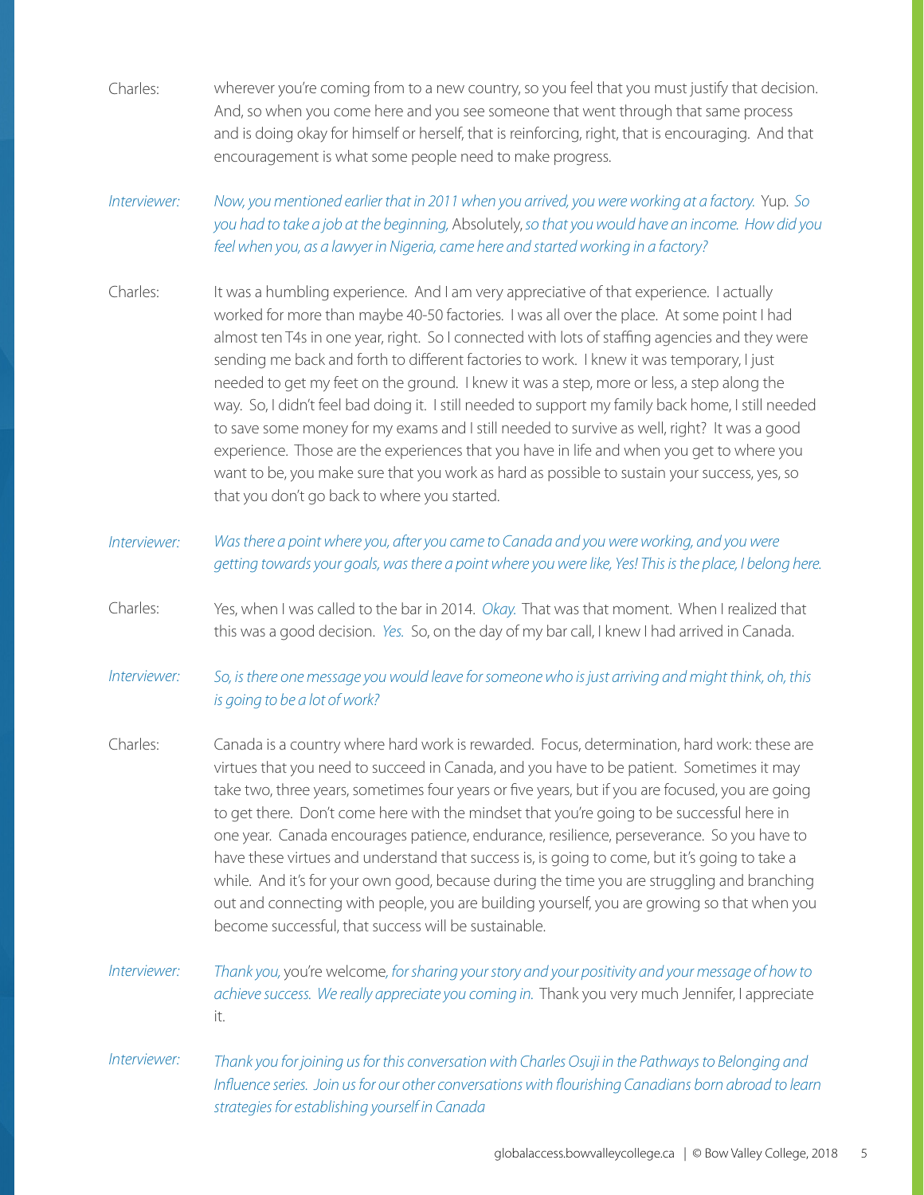Charles: wherever you're coming from to a new country, so you feel that you must justify that decision. And, so when you come here and you see someone that went through that same process and is doing okay for himself or herself, that is reinforcing, right, that is encouraging. And that encouragement is what some people need to make progress.

*Interviewer:* *Now, you mentioned earlier that in 2011 when you arrived, you were working at a factory.* Yup. *So you had to take a job at the beginning,* Absolutely, *so that you would have an income. How did you feel when you, as a lawyer in Nigeria, came here and started working in a factory?*

Charles: It was a humbling experience. And I am very appreciative of that experience. I actually worked for more than maybe 40-50 factories. I was all over the place. At some point I had almost ten T4s in one year, right. So I connected with lots of staffing agencies and they were sending me back and forth to different factories to work. I knew it was temporary, I just needed to get my feet on the ground. I knew it was a step, more or less, a step along the way. So, I didn't feel bad doing it. I still needed to support my family back home, I still needed to save some money for my exams and I still needed to survive as well, right? It was a good experience. Those are the experiences that you have in life and when you get to where you want to be, you make sure that you work as hard as possible to sustain your success, yes, so that you don't go back to where you started.

*Interviewer:* *Was there a point where you, after you came to Canada and you were working, and you were getting towards your goals, was there a point where you were like, Yes! This is the place, I belong here.*

Charles: Yes, when I was called to the bar in 2014. *Okay.* That was that moment. When I realized that this was a good decision. *Yes.* So, on the day of my bar call, I knew I had arrived in Canada.

*Interviewer:* *So, is there one message you would leave for someone who is just arriving and might think, oh, this is going to be a lot of work?*

Charles: Canada is a country where hard work is rewarded. Focus, determination, hard work: these are virtues that you need to succeed in Canada, and you have to be patient. Sometimes it may take two, three years, sometimes four years or five years, but if you are focused, you are going to get there. Don't come here with the mindset that you're going to be successful here in one year. Canada encourages patience, endurance, resilience, perseverance. So you have to have these virtues and understand that success is, is going to come, but it's going to take a while. And it's for your own good, because during the time you are struggling and branching out and connecting with people, you are building yourself, you are growing so that when you become successful, that success will be sustainable.

*Interviewer:* *Thank you,* you're welcome*, for sharing your story and your positivity and your message of how to achieve success. We really appreciate you coming in.* Thank you very much Jennifer, I appreciate it.

*Interviewer:* *Thank you for joining us for this conversation with Charles Osuji in the Pathways to Belonging and Influence series. Join us for our other conversations with flourishing Canadians born abroad to learn strategies for establishing yourself in Canada*